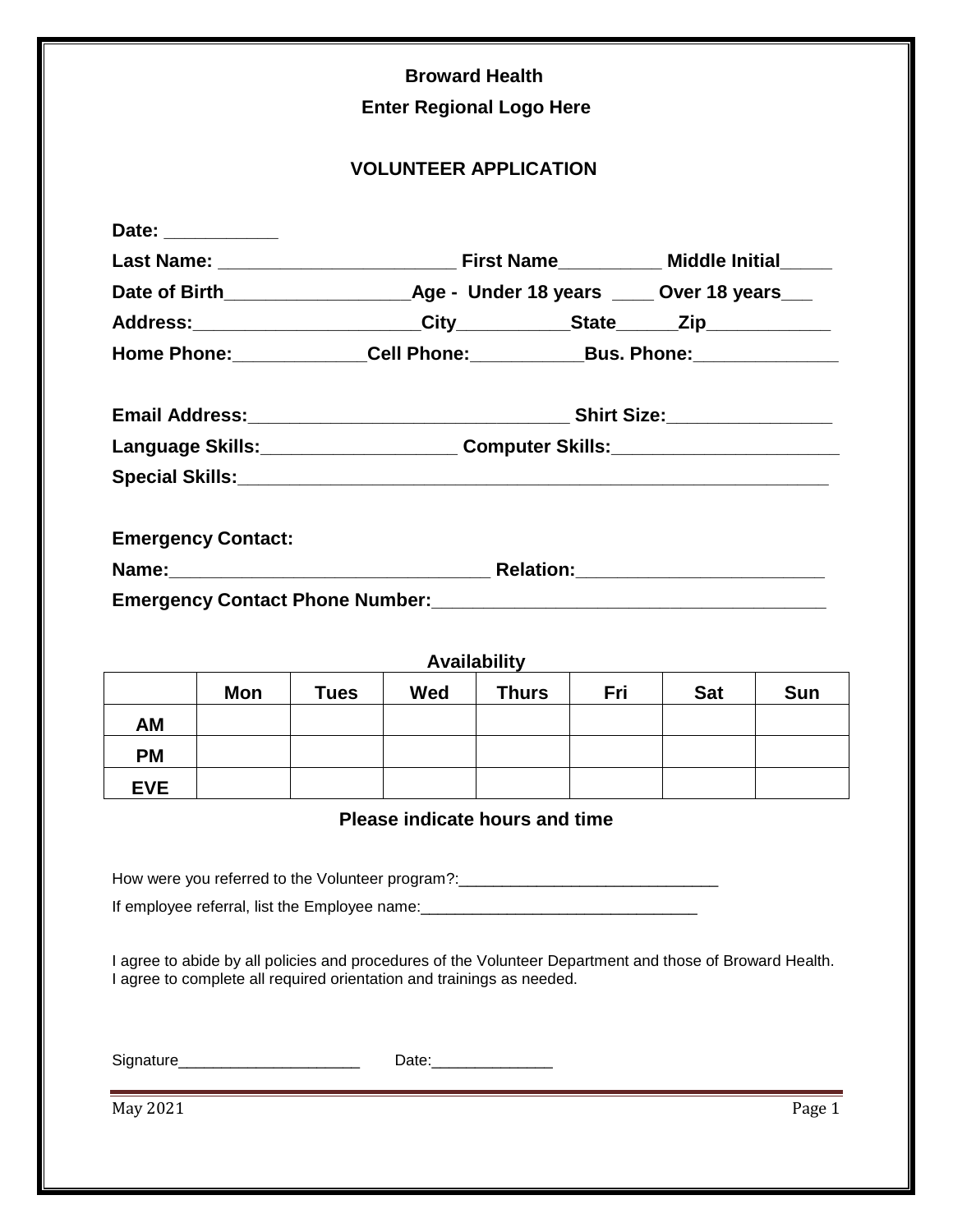**Broward Health**

**Enter Regional Logo Here**

**VOLUNTEER APPLICATION**

**Date:** ___________

**Last Name:** _______________________ **First Name**__________ **Middle Initial**_____

**Date of Birth**__________________**Age - Under 18 years** ____ **Over 18 years**___

**Address:**______________________**City**___________**State**______**Zip**____________

**Home Phone:**_____________**Cell Phone:**___________**Bus. Phone:**______________

**Email Address:**________________________________ **Shirt Size:**________________

**Language Skills:**___________________ **Computer Skills:**______________________

**Special Skills:**___________________________________________________________

**Emergency Contact:**

**Name:**________________________________ **Relation:**________________________

**Emergency Contact Phone Number:**_______________________________________

**Availability**

| | Mon | Tues | Wed | Thurs | Fri | Sat | Sun |
|---|---|---|---|---|---|---|---|
| **AM** | | | | | | | |
| **PM** | | | | | | | |
| **EVE** | | | | | | | |

**Please indicate hours and time**

How were you referred to the Volunteer program?:_______________________________

If employee referral, list the Employee name:_________________________________

I agree to abide by all policies and procedures of the Volunteer Department and those of Broward Health. I agree to complete all required orientation and trainings as needed.

Signature_____________________ Date:______________

May 2021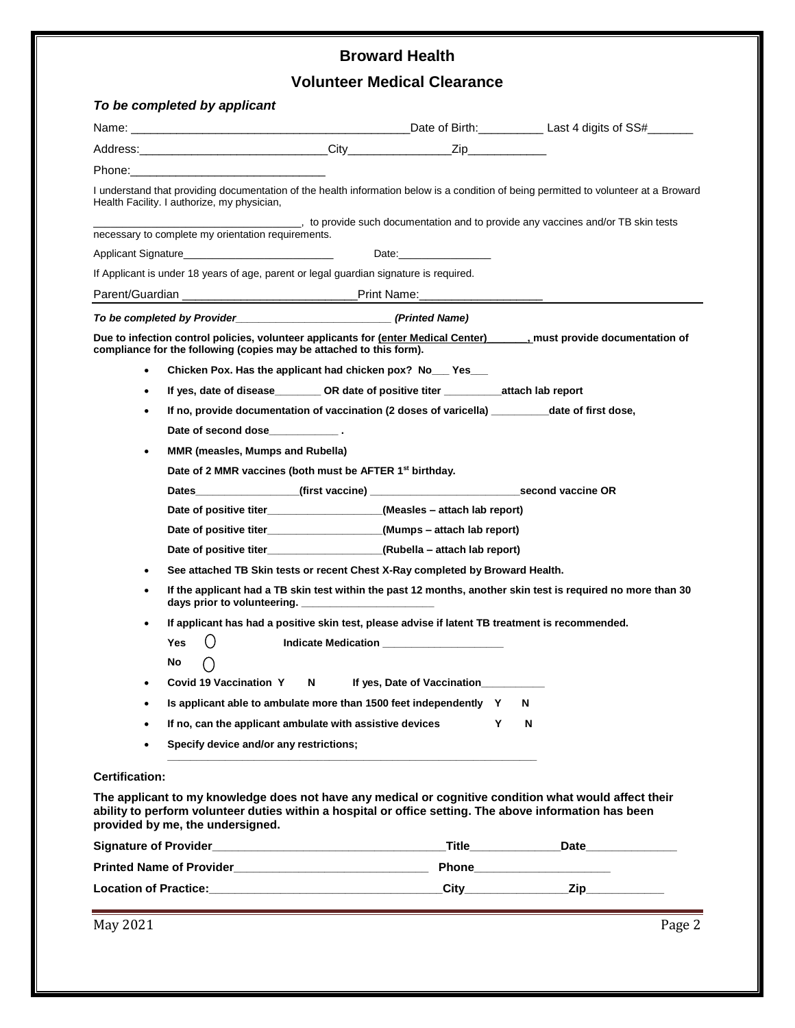# Broward Health

## Volunteer Medical Clearance

***To be completed by applicant***

Name: ___________________________________________Date of Birth:__________ Last 4 digits of SS#_______

Address:_____________________________City________________Zip____________

Phone:______________________________

I understand that providing documentation of the health information below is a condition of being permitted to volunteer at a Broward Health Facility. I authorize, my physician,

_____________________________________, to provide such documentation and to provide any vaccines and/or TB skin tests necessary to complete my orientation requirements.

Applicant Signature__________________________ Date:________________

If Applicant is under 18 years of age, parent or legal guardian signature is required.

Parent/Guardian ___________________________Print Name:___________________

***To be completed by Provider___________________________ (Printed Name)***

**Due to infection control policies, volunteer applicants for (enter Medical Center)_______, must provide documentation of compliance for the following (copies may be attached to this form).**

- **Chicken Pox. Has the applicant had chicken pox? No___ Yes___**
- **If yes, date of disease________ OR date of positive titer __________attach lab report**
- **If no, provide documentation of vaccination (2 doses of varicella) __________date of first dose,**

  **Date of second dose____________ .**
- **MMR (measles, Mumps and Rubella)**

  **Date of 2 MMR vaccines (both must be AFTER 1st birthday.**

  **Dates_________________(first vaccine) _________________________second vaccine OR**

  **Date of positive titer___________________(Measles – attach lab report)**

  **Date of positive titer___________________(Mumps – attach lab report)**

  **Date of positive titer___________________(Rubella – attach lab report)**
- **See attached TB Skin tests or recent Chest X-Ray completed by Broward Health.**
- **If the applicant had a TB skin test within the past 12 months, another skin test is required no more than 30 days prior to volunteering. ______________________**
- **If applicant has had a positive skin test, please advise if latent TB treatment is recommended.**

  **Yes** ◯ **Indicate Medication ____________________**

  **No** ◯
- **Covid 19 Vaccination Y N If yes, Date of Vaccination___________**
- **Is applicant able to ambulate more than 1500 feet independently Y N**
- **If no, can the applicant ambulate with assistive devices Y N**
- **Specify device and/or any restrictions;**

  **_______________________________________________________________**

**Certification:**

**The applicant to my knowledge does not have any medical or cognitive condition what would affect their ability to perform volunteer duties within a hospital or office setting. The above information has been provided by me, the undersigned.**

**Signature of Provider____________________________________Title______________Date______________**

**Printed Name of Provider______________________________ Phone_____________________**

**Location of Practice:___________________________________City________________Zip____________**

May 2021